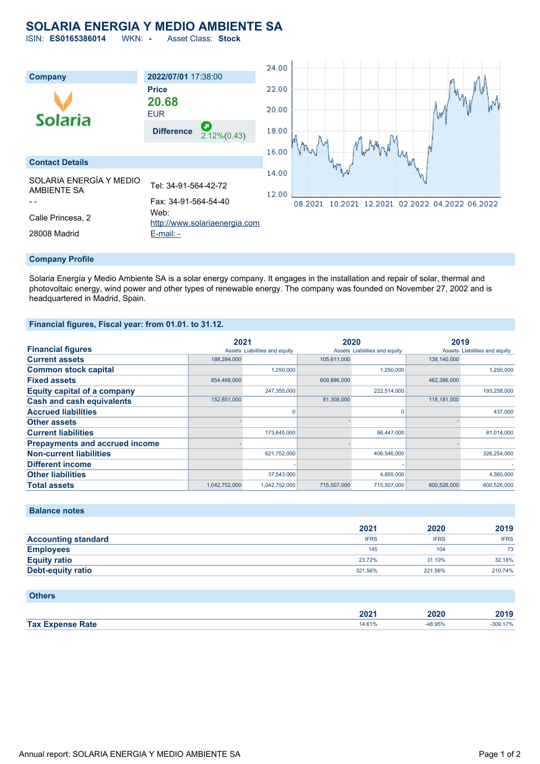# SOLARIA ENERGIA Y MEDIO AMBIENTE SA

ISIN: **ES0165386014** WKN: **-** Asset Class: **Stock**

| Company | 2022/07/01 17:38:00 |
|---|---|
| Solaria | **Price** 20.68 EUR |
| | **Difference** 2.12%(0.43) |

## Contact Details

SOLARIA ENERGÍA Y MEDIO AMBIENTE SA

- -

Calle Princesa, 2

28008 Madrid

Tel: 34-91-564-42-72

Fax: 34-91-564-54-40

Web: http://www.solariaenergia.com

E-mail: -

## Company Profile

Solaria Energía y Medio Ambiente SA is a solar energy company. It engages in the installation and repair of solar, thermal and photovoltaic energy, wind power and other types of renewable energy. The company was founded on November 27, 2002 and is headquartered in Madrid, Spain.

## Financial figures, Fiscal year: from 01.01. to 31.12.

| Financial figures | 2021 | | 2020 | | 2019 | |
|---|---|---|---|---|---|---|
| | Assets | Liabilities and equity | Assets | Liabilities and equity | Assets | Liabilities and equity |
| Current assets | 188,284,000 | | 105,611,000 | | 138,140,000 | |
| Common stock capital | | 1,250,000 | | 1,250,000 | | 1,250,000 |
| Fixed assets | 854,468,000 | | 609,896,000 | | 462,386,000 | |
| Equity capital of a company | | 247,355,000 | | 222,514,000 | | 193,258,000 |
| Cash and cash equivalents | 152,851,000 | | 81,308,000 | | 118,181,000 | |
| Accrued liabilities | | 0 | | 0 | | 437,000 |
| Other assets | - | | - | | - | |
| Current liabilities | | 173,645,000 | | 86,447,000 | | 81,014,000 |
| Prepayments and accrued income | - | | - | | - | |
| Non-current liabilities | | 621,752,000 | | 406,546,000 | | 326,254,000 |
| Different income | | - | | - | | - |
| Other liabilities | | 37,543,000 | | 4,855,000 | | 4,360,000 |
| Total assets | 1,042,752,000 | 1,042,752,000 | 715,507,000 | 715,507,000 | 600,526,000 | 600,526,000 |

## Balance notes

| | 2021 | 2020 | 2019 |
|---|---|---|---|
| Accounting standard | IFRS | IFRS | IFRS |
| Employees | 145 | 104 | 73 |
| Equity ratio | 23.72% | 31.10% | 32.18% |
| Debt-equity ratio | 321.56% | 221.56% | 210.74% |

## Others

| | 2021 | 2020 | 2019 |
|---|---|---|---|
| Tax Expense Rate | 14.61% | -48.95% | -309.17% |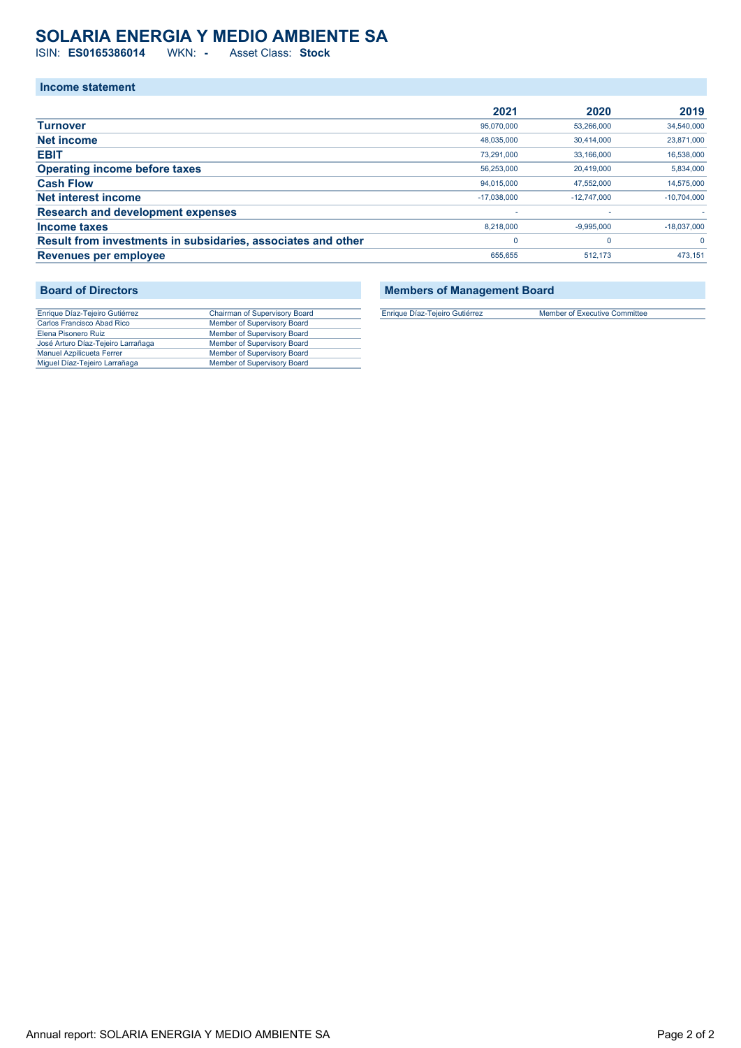# SOLARIA ENERGIA Y MEDIO AMBIENTE SA

ISIN: **ES0165386014** WKN: **-** Asset Class: **Stock**

## Income statement

| | 2021 | 2020 | 2019 |
|---|---|---|---|
| **Turnover** | 95,070,000 | 53,266,000 | 34,540,000 |
| **Net income** | 48,035,000 | 30,414,000 | 23,871,000 |
| **EBIT** | 73,291,000 | 33,166,000 | 16,538,000 |
| **Operating income before taxes** | 56,253,000 | 20,419,000 | 5,834,000 |
| **Cash Flow** | 94,015,000 | 47,552,000 | 14,575,000 |
| **Net interest income** | -17,038,000 | -12,747,000 | -10,704,000 |
| **Research and development expenses** | - | - | - |
| **Income taxes** | 8,218,000 | -9,995,000 | -18,037,000 |
| **Result from investments in subsidaries, associates and other** | 0 | 0 | 0 |
| **Revenues per employee** | 655,655 | 512,173 | 473,151 |

## Board of Directors

| | |
|---|---|
| Enrique Díaz-Tejeiro Gutiérrez | Chairman of Supervisory Board |
| Carlos Francisco Abad Rico | Member of Supervisory Board |
| Elena Pisonero Ruiz | Member of Supervisory Board |
| José Arturo Díaz-Tejeiro Larrañaga | Member of Supervisory Board |
| Manuel Azpilicueta Ferrer | Member of Supervisory Board |
| Miguel Díaz-Tejeiro Larrañaga | Member of Supervisory Board |

## Members of Management Board

| | |
|---|---|
| Enrique Díaz-Tejeiro Gutiérrez | Member of Executive Committee |